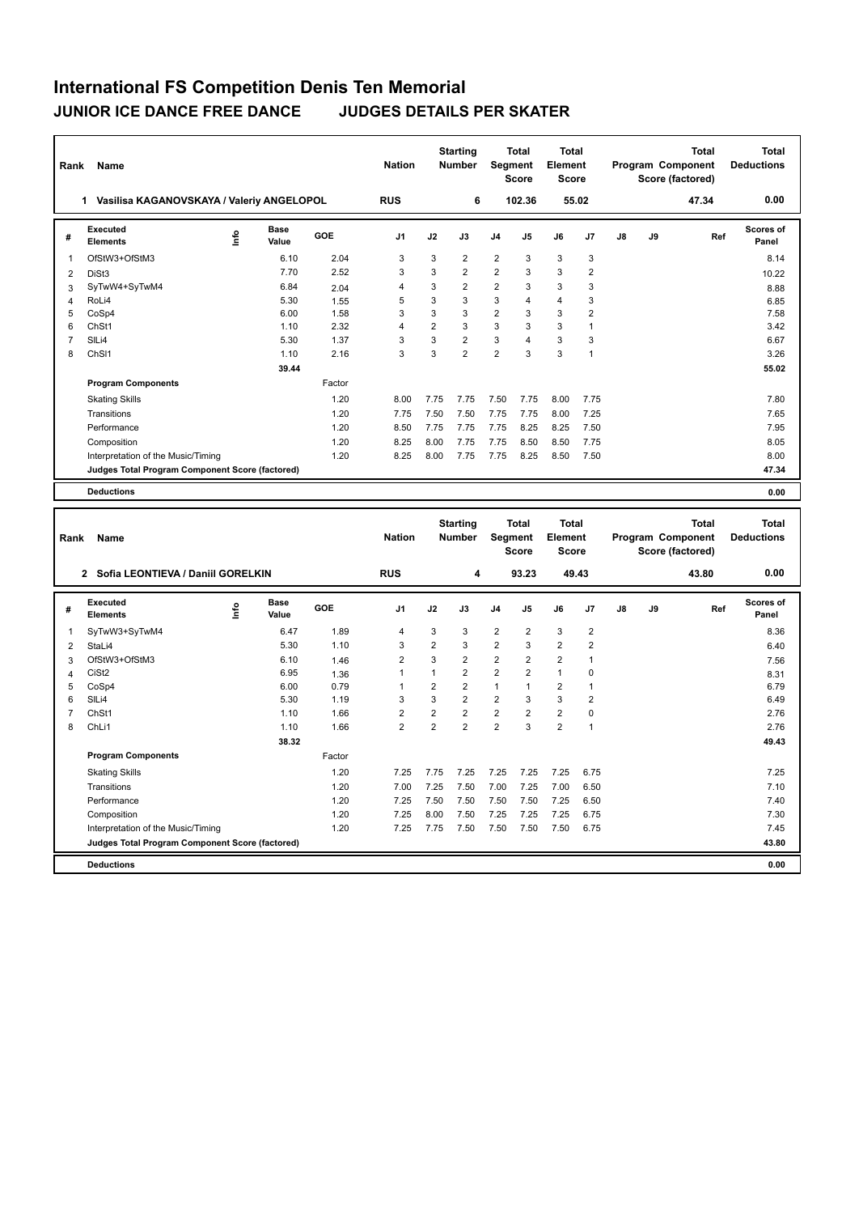# International FS Competition Denis Ten Memorial

## JUNIOR ICE DANCE FREE DANCE — JUDGES DETAILS PER SKATER

| Rank | Name | Nation | Starting Number | Total Segment Score | Total Element Score | Total Program Component Score (factored) | Total Deductions |
|---|---|---|---|---|---|---|---|
| 1 | Vasilisa KAGANOVSKAYA / Valeriy ANGELOPOL | RUS | 6 | 102.36 | 55.02 | 47.34 | 0.00 |

| # | Executed Elements | Info | Base Value | GOE | J1 | J2 | J3 | J4 | J5 | J6 | J7 | J8 | J9 | Ref | Scores of Panel |
|---|---|---|---|---|---|---|---|---|---|---|---|---|---|---|---|
| 1 | OfStW3+OfStM3 | | 6.10 | 2.04 | 3 | 3 | 2 | 2 | 3 | 3 | 3 | | | | 8.14 |
| 2 | DiSt3 | | 7.70 | 2.52 | 3 | 3 | 2 | 2 | 3 | 3 | 2 | | | | 10.22 |
| 3 | SyTwW4+SyTwM4 | | 6.84 | 2.04 | 4 | 3 | 2 | 2 | 3 | 3 | 3 | | | | 8.88 |
| 4 | RoLi4 | | 5.30 | 1.55 | 5 | 3 | 3 | 3 | 4 | 4 | 3 | | | | 6.85 |
| 5 | CoSp4 | | 6.00 | 1.58 | 3 | 3 | 3 | 2 | 3 | 3 | 2 | | | | 7.58 |
| 6 | ChSt1 | | 1.10 | 2.32 | 4 | 2 | 3 | 3 | 3 | 3 | 1 | | | | 3.42 |
| 7 | SlLi4 | | 5.30 | 1.37 | 3 | 3 | 2 | 3 | 4 | 3 | 3 | | | | 6.67 |
| 8 | ChSl1 | | 1.10 | 2.16 | 3 | 3 | 2 | 2 | 3 | 3 | 1 | | | | 3.26 |
| | | | 39.44 | | | | | | | | | | | | 55.02 |

| Program Components | Factor | J1 | J2 | J3 | J4 | J5 | J6 | J7 | J8 | J9 | Scores of Panel |
|---|---|---|---|---|---|---|---|---|---|---|---|
| Skating Skills | 1.20 | 8.00 | 7.75 | 7.75 | 7.50 | 7.75 | 8.00 | 7.75 | | | 7.80 |
| Transitions | 1.20 | 7.75 | 7.50 | 7.50 | 7.75 | 7.75 | 8.00 | 7.25 | | | 7.65 |
| Performance | 1.20 | 8.50 | 7.75 | 7.75 | 7.75 | 8.25 | 8.25 | 7.50 | | | 7.95 |
| Composition | 1.20 | 8.25 | 8.00 | 7.75 | 7.75 | 8.50 | 8.50 | 7.75 | | | 8.05 |
| Interpretation of the Music/Timing | 1.20 | 8.25 | 8.00 | 7.75 | 7.75 | 8.25 | 8.50 | 7.50 | | | 8.00 |
| Judges Total Program Component Score (factored) | | | | | | | | | | | 47.34 |

**Deductions** 0.00

| Rank | Name | Nation | Starting Number | Total Segment Score | Total Element Score | Total Program Component Score (factored) | Total Deductions |
|---|---|---|---|---|---|---|---|
| 2 | Sofia LEONTIEVA / Daniil GORELKIN | RUS | 4 | 93.23 | 49.43 | 43.80 | 0.00 |

| # | Executed Elements | Info | Base Value | GOE | J1 | J2 | J3 | J4 | J5 | J6 | J7 | J8 | J9 | Ref | Scores of Panel |
|---|---|---|---|---|---|---|---|---|---|---|---|---|---|---|---|
| 1 | SyTwW3+SyTwM4 | | 6.47 | 1.89 | 4 | 3 | 3 | 2 | 2 | 3 | 2 | | | | 8.36 |
| 2 | StaLi4 | | 5.30 | 1.10 | 3 | 2 | 3 | 2 | 3 | 2 | 2 | | | | 6.40 |
| 3 | OfStW3+OfStM3 | | 6.10 | 1.46 | 2 | 3 | 2 | 2 | 2 | 2 | 1 | | | | 7.56 |
| 4 | CiSt2 | | 6.95 | 1.36 | 1 | 1 | 2 | 2 | 2 | 1 | 0 | | | | 8.31 |
| 5 | CoSp4 | | 6.00 | 0.79 | 1 | 2 | 2 | 1 | 1 | 2 | 1 | | | | 6.79 |
| 6 | SlLi4 | | 5.30 | 1.19 | 3 | 3 | 2 | 2 | 3 | 3 | 2 | | | | 6.49 |
| 7 | ChSt1 | | 1.10 | 1.66 | 2 | 2 | 2 | 2 | 2 | 2 | 0 | | | | 2.76 |
| 8 | ChLi1 | | 1.10 | 1.66 | 2 | 2 | 2 | 2 | 3 | 2 | 1 | | | | 2.76 |
| | | | 38.32 | | | | | | | | | | | | 49.43 |

| Program Components | Factor | J1 | J2 | J3 | J4 | J5 | J6 | J7 | J8 | J9 | Scores of Panel |
|---|---|---|---|---|---|---|---|---|---|---|---|
| Skating Skills | 1.20 | 7.25 | 7.75 | 7.25 | 7.25 | 7.25 | 7.25 | 6.75 | | | 7.25 |
| Transitions | 1.20 | 7.00 | 7.25 | 7.50 | 7.00 | 7.25 | 7.00 | 6.50 | | | 7.10 |
| Performance | 1.20 | 7.25 | 7.50 | 7.50 | 7.50 | 7.50 | 7.25 | 6.50 | | | 7.40 |
| Composition | 1.20 | 7.25 | 8.00 | 7.50 | 7.25 | 7.25 | 7.25 | 6.75 | | | 7.30 |
| Interpretation of the Music/Timing | 1.20 | 7.25 | 7.75 | 7.50 | 7.50 | 7.50 | 7.50 | 6.75 | | | 7.45 |
| Judges Total Program Component Score (factored) | | | | | | | | | | | 43.80 |

**Deductions** 0.00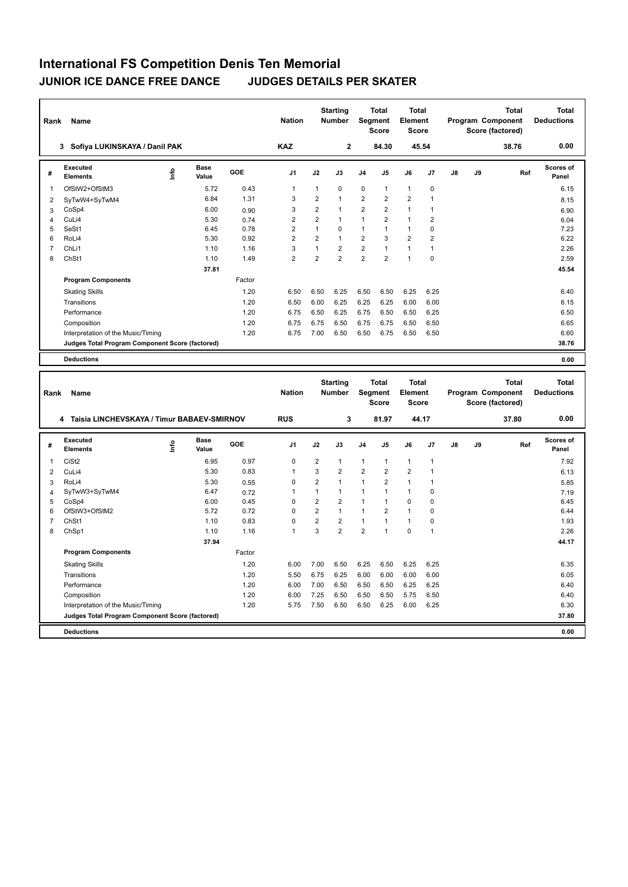# International FS Competition Denis Ten Memorial

## JUNIOR ICE DANCE FREE DANCE JUDGES DETAILS PER SKATER

| Rank | Name | Nation | Starting Number | Total Segment Score | Total Element Score | Total Program Component Score (factored) | Total Deductions |
|---|---|---|---|---|---|---|---|
| 3 | Sofiya LUKINSKAYA / Danil PAK | KAZ | 2 | 84.30 | 45.54 | 38.76 | 0.00 |

| # | Executed Elements | Info | Base Value | GOE | J1 | J2 | J3 | J4 | J5 | J6 | J7 | J8 | J9 | Ref | Scores of Panel |
|---|---|---|---|---|---|---|---|---|---|---|---|---|---|---|---|
| 1 | OfStW2+OfStM3 | | 5.72 | 0.43 | 1 | 1 | 0 | 0 | 1 | 1 | 0 | | | | 6.15 |
| 2 | SyTwW4+SyTwM4 | | 6.84 | 1.31 | 3 | 2 | 1 | 2 | 2 | 2 | 1 | | | | 8.15 |
| 3 | CoSp4 | | 6.00 | 0.90 | 3 | 2 | 1 | 2 | 2 | 1 | 1 | | | | 6.90 |
| 4 | CuLi4 | | 5.30 | 0.74 | 2 | 2 | 1 | 1 | 2 | 1 | 2 | | | | 6.04 |
| 5 | SeSt1 | | 6.45 | 0.78 | 2 | 1 | 0 | 1 | 1 | 1 | 0 | | | | 7.23 |
| 6 | RoLi4 | | 5.30 | 0.92 | 2 | 2 | 1 | 2 | 3 | 2 | 2 | | | | 6.22 |
| 7 | ChLi1 | | 1.10 | 1.16 | 3 | 1 | 2 | 2 | 1 | 1 | 1 | | | | 2.26 |
| 8 | ChSt1 | | 1.10 | 1.49 | 2 | 2 | 2 | 2 | 2 | 1 | 0 | | | | 2.59 |
| | | | 37.81 | | | | | | | | | | | | 45.54 |

| Program Components | Factor | J1 | J2 | J3 | J4 | J5 | J6 | J7 | J8 | J9 | Scores of Panel |
|---|---|---|---|---|---|---|---|---|---|---|---|
| Skating Skills | 1.20 | 6.50 | 6.50 | 6.25 | 6.50 | 6.50 | 6.25 | 6.25 | | | 6.40 |
| Transitions | 1.20 | 6.50 | 6.00 | 6.25 | 6.25 | 6.25 | 6.00 | 6.00 | | | 6.15 |
| Performance | 1.20 | 6.75 | 6.50 | 6.25 | 6.75 | 6.50 | 6.50 | 6.25 | | | 6.50 |
| Composition | 1.20 | 6.75 | 6.75 | 6.50 | 6.75 | 6.75 | 6.50 | 6.50 | | | 6.65 |
| Interpretation of the Music/Timing | 1.20 | 6.75 | 7.00 | 6.50 | 6.50 | 6.75 | 6.50 | 6.50 | | | 6.60 |
| Judges Total Program Component Score (factored) | | | | | | | | | | | 38.76 |

**Deductions** 0.00

| Rank | Name | Nation | Starting Number | Total Segment Score | Total Element Score | Total Program Component Score (factored) | Total Deductions |
|---|---|---|---|---|---|---|---|
| 4 | Taisia LINCHEVSKAYA / Timur BABAEV-SMIRNOV | RUS | 3 | 81.97 | 44.17 | 37.80 | 0.00 |

| # | Executed Elements | Info | Base Value | GOE | J1 | J2 | J3 | J4 | J5 | J6 | J7 | J8 | J9 | Ref | Scores of Panel |
|---|---|---|---|---|---|---|---|---|---|---|---|---|---|---|---|
| 1 | CiSt2 | | 6.95 | 0.97 | 0 | 2 | 1 | 1 | 1 | 1 | 1 | | | | 7.92 |
| 2 | CuLi4 | | 5.30 | 0.83 | 1 | 3 | 2 | 2 | 2 | 2 | 1 | | | | 6.13 |
| 3 | RoLi4 | | 5.30 | 0.55 | 0 | 2 | 1 | 1 | 2 | 1 | 1 | | | | 5.85 |
| 4 | SyTwW3+SyTwM4 | | 6.47 | 0.72 | 1 | 1 | 1 | 1 | 1 | 1 | 0 | | | | 7.19 |
| 5 | CoSp4 | | 6.00 | 0.45 | 0 | 2 | 2 | 1 | 1 | 0 | 0 | | | | 6.45 |
| 6 | OfStW3+OfStM2 | | 5.72 | 0.72 | 0 | 2 | 1 | 1 | 2 | 1 | 0 | | | | 6.44 |
| 7 | ChSt1 | | 1.10 | 0.83 | 0 | 2 | 2 | 1 | 1 | 1 | 0 | | | | 1.93 |
| 8 | ChSp1 | | 1.10 | 1.16 | 1 | 3 | 2 | 2 | 1 | 0 | 1 | | | | 2.26 |
| | | | 37.94 | | | | | | | | | | | | 44.17 |

| Program Components | Factor | J1 | J2 | J3 | J4 | J5 | J6 | J7 | J8 | J9 | Scores of Panel |
|---|---|---|---|---|---|---|---|---|---|---|---|
| Skating Skills | 1.20 | 6.00 | 7.00 | 6.50 | 6.25 | 6.50 | 6.25 | 6.25 | | | 6.35 |
| Transitions | 1.20 | 5.50 | 6.75 | 6.25 | 6.00 | 6.00 | 6.00 | 6.00 | | | 6.05 |
| Performance | 1.20 | 6.00 | 7.00 | 6.50 | 6.50 | 6.50 | 6.25 | 6.25 | | | 6.40 |
| Composition | 1.20 | 6.00 | 7.25 | 6.50 | 6.50 | 6.50 | 5.75 | 6.50 | | | 6.40 |
| Interpretation of the Music/Timing | 1.20 | 5.75 | 7.50 | 6.50 | 6.50 | 6.25 | 6.00 | 6.25 | | | 6.30 |
| Judges Total Program Component Score (factored) | | | | | | | | | | | 37.80 |

**Deductions** 0.00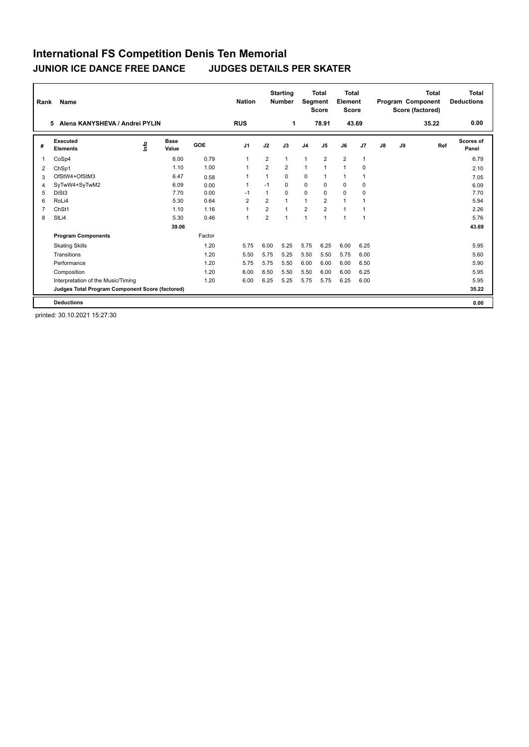# International FS Competition Denis Ten Memorial

## JUNIOR ICE DANCE FREE DANCE JUDGES DETAILS PER SKATER

| Rank | Name | Nation | Starting Number | Total Segment Score | Total Element Score | Total Program Component Score (factored) | Total Deductions |
|---|---|---|---|---|---|---|---|
| 5 | Alena KANYSHEVA / Andrei PYLIN | RUS | 1 | 78.91 | 43.69 | 35.22 | 0.00 |

| # | Executed Elements | Info | Base Value | GOE | J1 | J2 | J3 | J4 | J5 | J6 | J7 | J8 | J9 | Ref | Scores of Panel |
|---|---|---|---|---|---|---|---|---|---|---|---|---|---|---|---|
| 1 | CoSp4 | | 6.00 | 0.79 | 1 | 2 | 1 | 1 | 2 | 2 | 1 | | | | 6.79 |
| 2 | ChSp1 | | 1.10 | 1.00 | 1 | 2 | 2 | 1 | 1 | 1 | 0 | | | | 2.10 |
| 3 | OfStW4+OfStM3 | | 6.47 | 0.58 | 1 | 1 | 0 | 0 | 1 | 1 | 1 | | | | 7.05 |
| 4 | SyTwW4+SyTwM2 | | 6.09 | 0.00 | 1 | -1 | 0 | 0 | 0 | 0 | 0 | | | | 6.09 |
| 5 | DiSt3 | | 7.70 | 0.00 | -1 | 1 | 0 | 0 | 0 | 0 | 0 | | | | 7.70 |
| 6 | RoLi4 | | 5.30 | 0.64 | 2 | 2 | 1 | 1 | 2 | 1 | 1 | | | | 5.94 |
| 7 | ChSt1 | | 1.10 | 1.16 | 1 | 2 | 1 | 2 | 2 | 1 | 1 | | | | 2.26 |
| 8 | SlLi4 | | 5.30 | 0.46 | 1 | 2 | 1 | 1 | 1 | 1 | 1 | | | | 5.76 |
| | | | 39.06 | | | | | | | | | | | | 43.69 |
| | **Program Components** | | | Factor | | | | | | | | | | | |
| | Skating Skills | | | 1.20 | 5.75 | 6.00 | 5.25 | 5.75 | 6.25 | 6.00 | 6.25 | | | | 5.95 |
| | Transitions | | | 1.20 | 5.50 | 5.75 | 5.25 | 5.50 | 5.50 | 5.75 | 6.00 | | | | 5.60 |
| | Performance | | | 1.20 | 5.75 | 5.75 | 5.50 | 6.00 | 6.00 | 6.00 | 6.50 | | | | 5.90 |
| | Composition | | | 1.20 | 6.00 | 6.50 | 5.50 | 5.50 | 6.00 | 6.00 | 6.25 | | | | 5.95 |
| | Interpretation of the Music/Timing | | | 1.20 | 6.00 | 6.25 | 5.25 | 5.75 | 5.75 | 6.25 | 6.00 | | | | 5.95 |
| | **Judges Total Program Component Score (factored)** | | | | | | | | | | | | | | 35.22 |
| | **Deductions** | | | | | | | | | | | | | | 0.00 |

printed: 30.10.2021 15:27:30